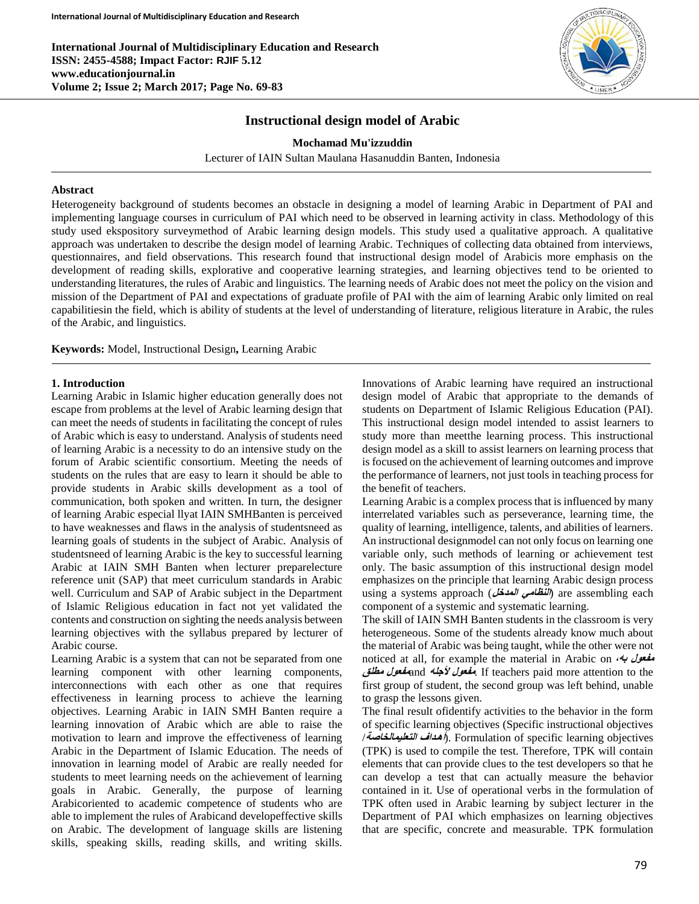# Instructional design model of Arabic

**Mochamad Mu'izzuddin**

Lecturer of IAIN Sultan Maulana Hasanuddin Banten, Indonesia

## Abstract

Heterogeneity background of students becomes an obstacle in designing a model of learning Arabic in Department of PAI and implementing language courses in curriculum of PAI which need to be observed in learning activity in class. Methodology of this study used ekspository surveymethod of Arabic learning design models. This study used a qualitative approach. A qualitative approach was undertaken to describe the design model of learning Arabic. Techniques of collecting data obtained from interviews, questionnaires, and field observations. This research found that instructional design model of Arabicis more emphasis on the development of reading skills, explorative and cooperative learning strategies, and learning objectives tend to be oriented to understanding literatures, the rules of Arabic and linguistics. The learning needs of Arabic does not meet the policy on the vision and mission of the Department of PAI and expectations of graduate profile of PAI with the aim of learning Arabic only limited on real capabilitiesin the field, which is ability of students at the level of understanding of literature, religious literature in Arabic, the rules of the Arabic, and linguistics.

**Keywords:** Model, Instructional Design**,** Learning Arabic

## 1. Introduction

Learning Arabic in Islamic higher education generally does not escape from problems at the level of Arabic learning design that can meet the needs of students in facilitating the concept of rules of Arabic which is easy to understand. Analysis of students need of learning Arabic is a necessity to do an intensive study on the forum of Arabic scientific consortium. Meeting the needs of students on the rules that are easy to learn it should be able to provide students in Arabic skills development as a tool of communication, both spoken and written. In turn, the designer of learning Arabic especial llyat IAIN SMHBanten is perceived to have weaknesses and flaws in the analysis of studentsneed as learning goals of students in the subject of Arabic. Analysis of studentsneed of learning Arabic is the key to successful learning Arabic at IAIN SMH Banten when lecturer preparelecture reference unit (SAP) that meet curriculum standards in Arabic well. Curriculum and SAP of Arabic subject in the Department of Islamic Religious education in fact not yet validated the contents and construction on sighting the needs analysis between learning objectives with the syllabus prepared by lecturer of Arabic course.

Learning Arabic is a system that can not be separated from one learning component with other learning components, interconnections with each other as one that requires effectiveness in learning process to achieve the learning objectives. Learning Arabic in IAIN SMH Banten require a learning innovation of Arabic which are able to raise the motivation to learn and improve the effectiveness of learning Arabic in the Department of Islamic Education. The needs of innovation in learning model of Arabic are really needed for students to meet learning needs on the achievement of learning goals in Arabic. Generally, the purpose of learning Arabicoriented to academic competence of students who are able to implement the rules of Arabicand developeffective skills on Arabic. The development of language skills are listening skills, speaking skills, reading skills, and writing skills.

Innovations of Arabic learning have required an instructional design model of Arabic that appropriate to the demands of students on Department of Islamic Religious Education (PAI). This instructional design model intended to assist learners to study more than meetthe learning process. This instructional design model as a skill to assist learners on learning process that is focused on the achievement of learning outcomes and improve the performance of learners, not just tools in teaching process for the benefit of teachers.

Learning Arabic is a complex process that is influenced by many interrelated variables such as perseverance, learning time, the quality of learning, intelligence, talents, and abilities of learners. An instructional designmodel can not only focus on learning one variable only, such methods of learning or achievement test only. The basic assumption of this instructional design model emphasizes on the principle that learning Arabic design process using a systems approach (*النظامي المدخل*) are assembling each component of a systemic and systematic learning.

The skill of IAIN SMH Banten students in the classroom is very heterogeneous. Some of the students already know much about the material of Arabic was being taught, while the other were not noticed at all, for example the material in Arabic on *مفعول به*، *مفعول مطلق*and *مفعول لأجله*. If teachers paid more attention to the first group of student, the second group was left behind, unable to grasp the lessons given.

The final result ofidentify activities to the behavior in the form of specific learning objectives (Specific instructional objectives /*أهداف التعليمالخاصة*). Formulation of specific learning objectives (TPK) is used to compile the test. Therefore, TPK will contain elements that can provide clues to the test developers so that he can develop a test that can actually measure the behavior contained in it. Use of operational verbs in the formulation of TPK often used in Arabic learning by subject lecturer in the Department of PAI which emphasizes on learning objectives that are specific, concrete and measurable. TPK formulation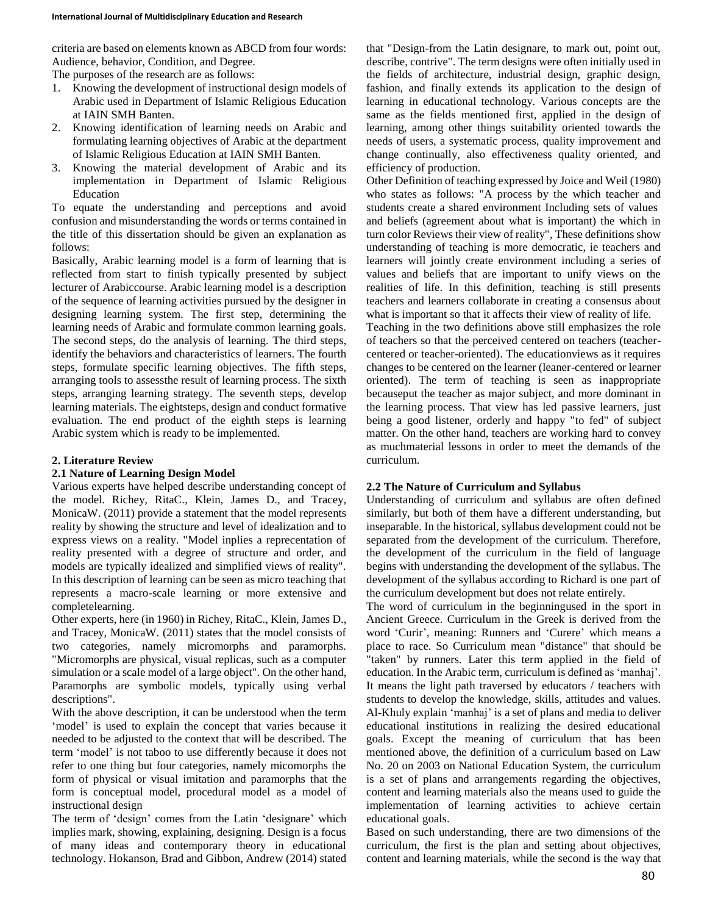criteria are based on elements known as ABCD from four words: Audience, behavior, Condition, and Degree.

The purposes of the research are as follows:

1. Knowing the development of instructional design models of Arabic used in Department of Islamic Religious Education at IAIN SMH Banten.
2. Knowing identification of learning needs on Arabic and formulating learning objectives of Arabic at the department of Islamic Religious Education at IAIN SMH Banten.
3. Knowing the material development of Arabic and its implementation in Department of Islamic Religious Education

To equate the understanding and perceptions and avoid confusion and misunderstanding the words or terms contained in the title of this dissertation should be given an explanation as follows:

Basically, Arabic learning model is a form of learning that is reflected from start to finish typically presented by subject lecturer of Arabiccourse. Arabic learning model is a description of the sequence of learning activities pursued by the designer in designing learning system. The first step, determining the learning needs of Arabic and formulate common learning goals. The second steps, do the analysis of learning. The third steps, identify the behaviors and characteristics of learners. The fourth steps, formulate specific learning objectives. The fifth steps, arranging tools to assessthe result of learning process. The sixth steps, arranging learning strategy. The seventh steps, develop learning materials. The eightsteps, design and conduct formative evaluation. The end product of the eighth steps is learning Arabic system which is ready to be implemented.

## 2. Literature Review

### 2.1 Nature of Learning Design Model

Various experts have helped describe understanding concept of the model. Richey, RitaC., Klein, James D., and Tracey, MonicaW. (2011) provide a statement that the model represents reality by showing the structure and level of idealization and to express views on a reality. "Model inplies a reprecentation of reality presented with a degree of structure and order, and models are typically idealized and simplified views of reality". In this description of learning can be seen as micro teaching that represents a macro-scale learning or more extensive and completelearning.

Other experts, here (in 1960) in Richey, RitaC., Klein, James D., and Tracey, MonicaW. (2011) states that the model consists of two categories, namely micromorphs and paramorphs. "Micromorphs are physical, visual replicas, such as a computer simulation or a scale model of a large object". On the other hand, Paramorphs are symbolic models, typically using verbal descriptions".

With the above description, it can be understood when the term 'model' is used to explain the concept that varies because it needed to be adjusted to the context that will be described. The term 'model' is not taboo to use differently because it does not refer to one thing but four categories, namely micomorphs the form of physical or visual imitation and paramorphs that the form is conceptual model, procedural model as a model of instructional design

The term of 'design' comes from the Latin 'designare' which implies mark, showing, explaining, designing. Design is a focus of many ideas and contemporary theory in educational technology. Hokanson, Brad and Gibbon, Andrew (2014) stated that "Design-from the Latin designare, to mark out, point out, describe, contrive". The term designs were often initially used in the fields of architecture, industrial design, graphic design, fashion, and finally extends its application to the design of learning in educational technology. Various concepts are the same as the fields mentioned first, applied in the design of learning, among other things suitability oriented towards the needs of users, a systematic process, quality improvement and change continually, also effectiveness quality oriented, and efficiency of production.

Other Definition of teaching expressed by Joice and Weil (1980) who states as follows: "A process by the which teacher and students create a shared environment Including sets of values and beliefs (agreement about what is important) the which in turn color Reviews their view of reality", These definitions show understanding of teaching is more democratic, ie teachers and learners will jointly create environment including a series of values and beliefs that are important to unify views on the realities of life. In this definition, teaching is still presents teachers and learners collaborate in creating a consensus about what is important so that it affects their view of reality of life.

Teaching in the two definitions above still emphasizes the role of teachers so that the perceived centered on teachers (teacher-centered or teacher-oriented). The educationviews as it requires changes to be centered on the learner (leaner-centered or learner oriented). The term of teaching is seen as inappropriate becauseput the teacher as major subject, and more dominant in the learning process. That view has led passive learners, just being a good listener, orderly and happy "to fed" of subject matter. On the other hand, teachers are working hard to convey as muchmaterial lessons in order to meet the demands of the curriculum.

### 2.2 The Nature of Curriculum and Syllabus

Understanding of curriculum and syllabus are often defined similarly, but both of them have a different understanding, but inseparable. In the historical, syllabus development could not be separated from the development of the curriculum. Therefore, the development of the curriculum in the field of language begins with understanding the development of the syllabus. The development of the syllabus according to Richard is one part of the curriculum development but does not relate entirely.

The word of curriculum in the beginningused in the sport in Ancient Greece. Curriculum in the Greek is derived from the word 'Curir', meaning: Runners and 'Curere' which means a place to race. So Curriculum mean "distance" that should be "taken" by runners. Later this term applied in the field of education. In the Arabic term, curriculum is defined as 'manhaj'. It means the light path traversed by educators / teachers with students to develop the knowledge, skills, attitudes and values. Al-Khuly explain 'manhaj' is a set of plans and media to deliver educational institutions in realizing the desired educational goals. Except the meaning of curriculum that has been mentioned above, the definition of a curriculum based on Law No. 20 on 2003 on National Education System, the curriculum is a set of plans and arrangements regarding the objectives, content and learning materials also the means used to guide the implementation of learning activities to achieve certain educational goals.

Based on such understanding, there are two dimensions of the curriculum, the first is the plan and setting about objectives, content and learning materials, while the second is the way that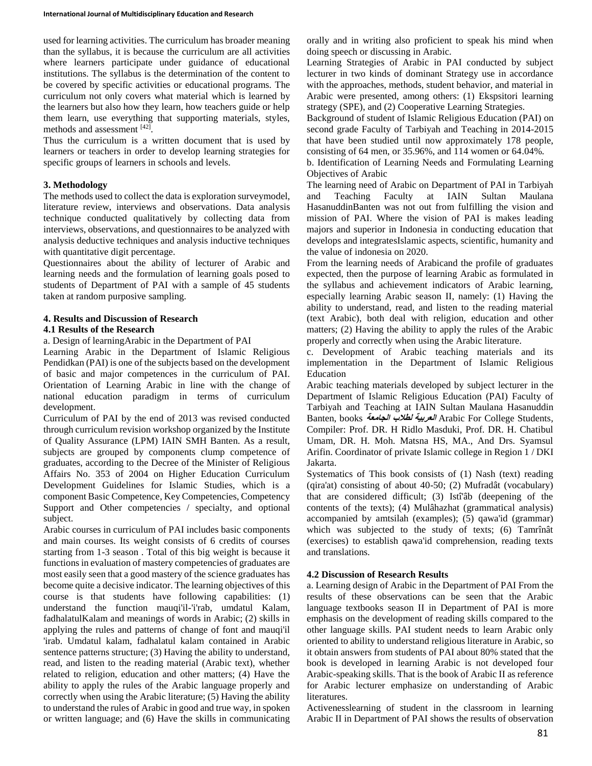used for learning activities. The curriculum has broader meaning than the syllabus, it is because the curriculum are all activities where learners participate under guidance of educational institutions. The syllabus is the determination of the content to be covered by specific activities or educational programs. The curriculum not only covers what material which is learned by the learners but also how they learn, how teachers guide or help them learn, use everything that supporting materials, styles, methods and assessment [42].

Thus the curriculum is a written document that is used by learners or teachers in order to develop learning strategies for specific groups of learners in schools and levels.

## 3. Methodology

The methods used to collect the data is exploration surveymodel, literature review, interviews and observations. Data analysis technique conducted qualitatively by collecting data from interviews, observations, and questionnaires to be analyzed with analysis deductive techniques and analysis inductive techniques with quantitative digit percentage.

Questionnaires about the ability of lecturer of Arabic and learning needs and the formulation of learning goals posed to students of Department of PAI with a sample of 45 students taken at random purposive sampling.

## 4. Results and Discussion of Research

### 4.1 Results of the Research

a. Design of learningArabic in the Department of PAI

Learning Arabic in the Department of Islamic Religious Pendidkan (PAI) is one of the subjects based on the development of basic and major competences in the curriculum of PAI. Orientation of Learning Arabic in line with the change of national education paradigm in terms of curriculum development.

Curriculum of PAI by the end of 2013 was revised conducted through curriculum revision workshop organized by the Institute of Quality Assurance (LPM) IAIN SMH Banten. As a result, subjects are grouped by components clump competence of graduates, according to the Decree of the Minister of Religious Affairs No. 353 of 2004 on Higher Education Curriculum Development Guidelines for Islamic Studies, which is a component Basic Competence, Key Competencies, Competency Support and Other competencies / specialty, and optional subject.

Arabic courses in curriculum of PAI includes basic components and main courses. Its weight consists of 6 credits of courses starting from 1-3 season . Total of this big weight is because it functions in evaluation of mastery competencies of graduates are most easily seen that a good mastery of the science graduates has become quite a decisive indicator. The learning objectives of this course is that students have following capabilities: (1) understand the function mauqi'il-'i'rab, umdatul Kalam, fadhalatulKalam and meanings of words in Arabic; (2) skills in applying the rules and patterns of change of font and mauqi'il 'irab. Umdatul kalam, fadhalatul kalam contained in Arabic sentence patterns structure; (3) Having the ability to understand, read, and listen to the reading material (Arabic text), whether related to religion, education and other matters; (4) Have the ability to apply the rules of the Arabic language properly and correctly when using the Arabic literature; (5) Having the ability to understand the rules of Arabic in good and true way, in spoken or written language; and (6) Have the skills in communicating orally and in writing also proficient to speak his mind when doing speech or discussing in Arabic.

Learning Strategies of Arabic in PAI conducted by subject lecturer in two kinds of dominant Strategy use in accordance with the approaches, methods, student behavior, and material in Arabic were presented, among others: (1) Ekspsitori learning strategy (SPE), and (2) Cooperative Learning Strategies.

Background of student of Islamic Religious Education (PAI) on second grade Faculty of Tarbiyah and Teaching in 2014-2015 that have been studied until now approximately 178 people, consisting of 64 men, or 35.96%, and 114 women or 64.04%.

b. Identification of Learning Needs and Formulating Learning Objectives of Arabic

The learning need of Arabic on Department of PAI in Tarbiyah and Teaching Faculty at IAIN Sultan Maulana HasanuddinBanten was not out from fulfilling the vision and mission of PAI. Where the vision of PAI is makes leading majors and superior in Indonesia in conducting education that develops and integratesIslamic aspects, scientific, humanity and the value of indonesia on 2020.

From the learning needs of Arabicand the profile of graduates expected, then the purpose of learning Arabic as formulated in the syllabus and achievement indicators of Arabic learning, especially learning Arabic season II, namely: (1) Having the ability to understand, read, and listen to the reading material (text Arabic), both deal with religion, education and other matters; (2) Having the ability to apply the rules of the Arabic properly and correctly when using the Arabic literature.

c. Development of Arabic teaching materials and its implementation in the Department of Islamic Religious Education

Arabic teaching materials developed by subject lecturer in the Department of Islamic Religious Education (PAI) Faculty of Tarbiyah and Teaching at IAIN Sultan Maulana Hasanuddin Banten, books ***العربية لطلاب الجامعة*** Arabic For College Students, Compiler: Prof. DR. H Ridlo Masduki, Prof. DR. H. Chatibul Umam, DR. H. Moh. Matsna HS, MA., And Drs. Syamsul Arifin. Coordinator of private Islamic college in Region 1 / DKI Jakarta.

Systematics of This book consists of (1) Nash (text) reading (qira'at) consisting of about 40-50; (2) Mufradât (vocabulary) that are considered difficult; (3) Istî'âb (deepening of the contents of the texts); (4) Mulâhazhat (grammatical analysis) accompanied by amtsilah (examples); (5) qawa'id (grammar) which was subjected to the study of texts; (6) Tamrînât (exercises) to establish qawa'id comprehension, reading texts and translations.

### 4.2 Discussion of Research Results

a. Learning design of Arabic in the Department of PAI From the results of these observations can be seen that the Arabic language textbooks season II in Department of PAI is more emphasis on the development of reading skills compared to the other language skills. PAI student needs to learn Arabic only oriented to ability to understand religious literature in Arabic, so it obtain answers from students of PAI about 80% stated that the book is developed in learning Arabic is not developed four Arabic-speaking skills. That is the book of Arabic II as reference for Arabic lecturer emphasize on understanding of Arabic literatures.

Activenesslearning of student in the classroom in learning Arabic II in Department of PAI shows the results of observation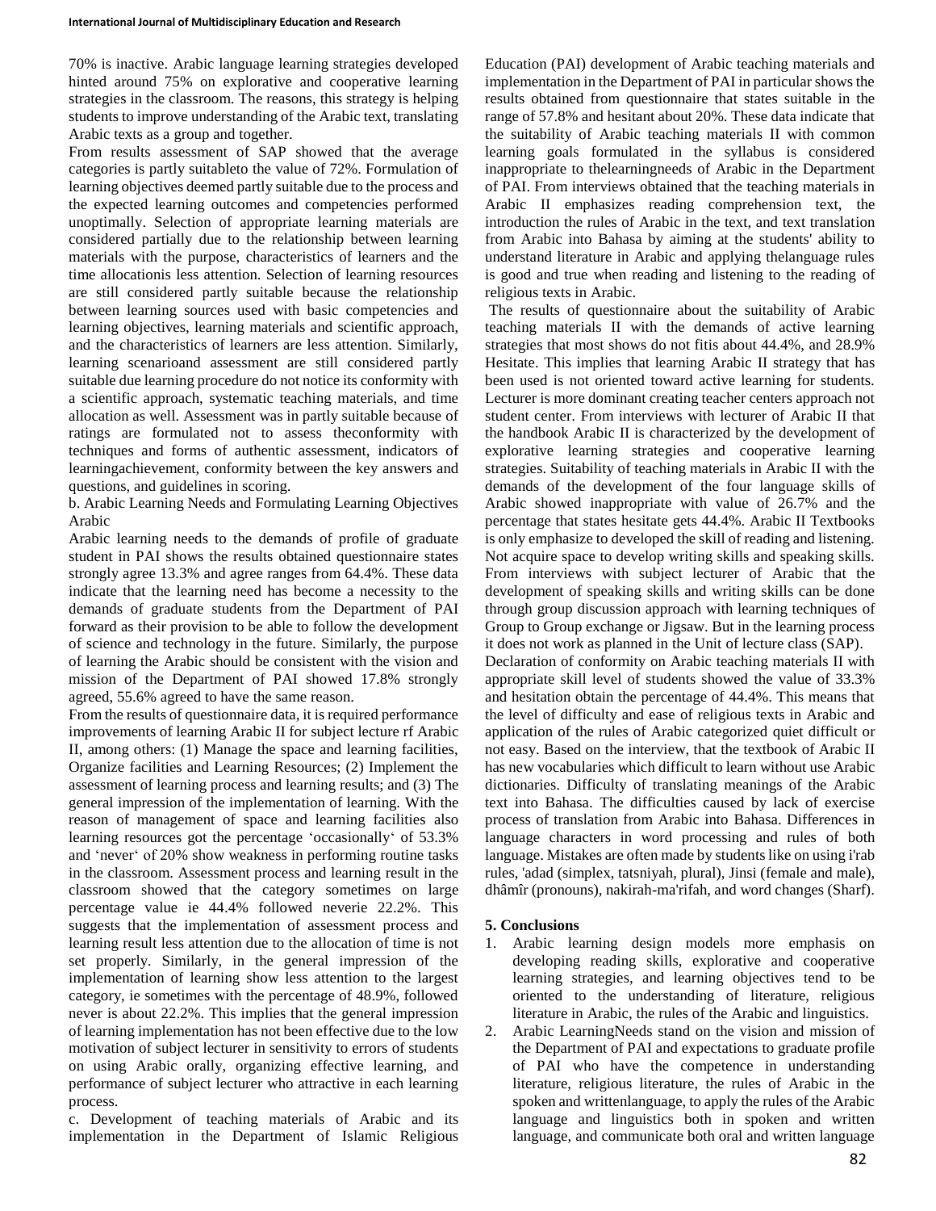70% is inactive. Arabic language learning strategies developed hinted around 75% on explorative and cooperative learning strategies in the classroom. The reasons, this strategy is helping students to improve understanding of the Arabic text, translating Arabic texts as a group and together.

From results assessment of SAP showed that the average categories is partly suitableto the value of 72%. Formulation of learning objectives deemed partly suitable due to the process and the expected learning outcomes and competencies performed unoptimally. Selection of appropriate learning materials are considered partially due to the relationship between learning materials with the purpose, characteristics of learners and the time allocationis less attention. Selection of learning resources are still considered partly suitable because the relationship between learning sources used with basic competencies and learning objectives, learning materials and scientific approach, and the characteristics of learners are less attention. Similarly, learning scenarioand assessment are still considered partly suitable due learning procedure do not notice its conformity with a scientific approach, systematic teaching materials, and time allocation as well. Assessment was in partly suitable because of ratings are formulated not to assess theconformity with techniques and forms of authentic assessment, indicators of learningachievement, conformity between the key answers and questions, and guidelines in scoring.

b. Arabic Learning Needs and Formulating Learning Objectives Arabic

Arabic learning needs to the demands of profile of graduate student in PAI shows the results obtained questionnaire states strongly agree 13.3% and agree ranges from 64.4%. These data indicate that the learning need has become a necessity to the demands of graduate students from the Department of PAI forward as their provision to be able to follow the development of science and technology in the future. Similarly, the purpose of learning the Arabic should be consistent with the vision and mission of the Department of PAI showed 17.8% strongly agreed, 55.6% agreed to have the same reason.

From the results of questionnaire data, it is required performance improvements of learning Arabic II for subject lecture rf Arabic II, among others: (1) Manage the space and learning facilities, Organize facilities and Learning Resources; (2) Implement the assessment of learning process and learning results; and (3) The general impression of the implementation of learning. With the reason of management of space and learning facilities also learning resources got the percentage 'occasionally' of 53.3% and 'never' of 20% show weakness in performing routine tasks in the classroom. Assessment process and learning result in the classroom showed that the category sometimes on large percentage value ie 44.4% followed neverie 22.2%. This suggests that the implementation of assessment process and learning result less attention due to the allocation of time is not set properly. Similarly, in the general impression of the implementation of learning show less attention to the largest category, ie sometimes with the percentage of 48.9%, followed never is about 22.2%. This implies that the general impression of learning implementation has not been effective due to the low motivation of subject lecturer in sensitivity to errors of students on using Arabic orally, organizing effective learning, and performance of subject lecturer who attractive in each learning process.

c. Development of teaching materials of Arabic and its implementation in the Department of Islamic Religious Education (PAI) development of Arabic teaching materials and implementation in the Department of PAI in particular shows the results obtained from questionnaire that states suitable in the range of 57.8% and hesitant about 20%. These data indicate that the suitability of Arabic teaching materials II with common learning goals formulated in the syllabus is considered inappropriate to thelearningneeds of Arabic in the Department of PAI. From interviews obtained that the teaching materials in Arabic II emphasizes reading comprehension text, the introduction the rules of Arabic in the text, and text translation from Arabic into Bahasa by aiming at the students' ability to understand literature in Arabic and applying thelanguage rules is good and true when reading and listening to the reading of religious texts in Arabic.

The results of questionnaire about the suitability of Arabic teaching materials II with the demands of active learning strategies that most shows do not fitis about 44.4%, and 28.9% Hesitate. This implies that learning Arabic II strategy that has been used is not oriented toward active learning for students. Lecturer is more dominant creating teacher centers approach not student center. From interviews with lecturer of Arabic II that the handbook Arabic II is characterized by the development of explorative learning strategies and cooperative learning strategies. Suitability of teaching materials in Arabic II with the demands of the development of the four language skills of Arabic showed inappropriate with value of 26.7% and the percentage that states hesitate gets 44.4%. Arabic II Textbooks is only emphasize to developed the skill of reading and listening. Not acquire space to develop writing skills and speaking skills. From interviews with subject lecturer of Arabic that the development of speaking skills and writing skills can be done through group discussion approach with learning techniques of Group to Group exchange or Jigsaw. But in the learning process it does not work as planned in the Unit of lecture class (SAP).

Declaration of conformity on Arabic teaching materials II with appropriate skill level of students showed the value of 33.3% and hesitation obtain the percentage of 44.4%. This means that the level of difficulty and ease of religious texts in Arabic and application of the rules of Arabic categorized quiet difficult or not easy. Based on the interview, that the textbook of Arabic II has new vocabularies which difficult to learn without use Arabic dictionaries. Difficulty of translating meanings of the Arabic text into Bahasa. The difficulties caused by lack of exercise process of translation from Arabic into Bahasa. Differences in language characters in word processing and rules of both language. Mistakes are often made by students like on using i'rab rules, 'adad (simplex, tatsniyah, plural), Jinsi (female and male), dhâmîr (pronouns), nakirah-ma'rifah, and word changes (Sharf).

## 5. Conclusions

1. Arabic learning design models more emphasis on developing reading skills, explorative and cooperative learning strategies, and learning objectives tend to be oriented to the understanding of literature, religious literature in Arabic, the rules of the Arabic and linguistics.
2. Arabic LearningNeeds stand on the vision and mission of the Department of PAI and expectations to graduate profile of PAI who have the competence in understanding literature, religious literature, the rules of Arabic in the spoken and writtenlanguage, to apply the rules of the Arabic language and linguistics both in spoken and written language, and communicate both oral and written language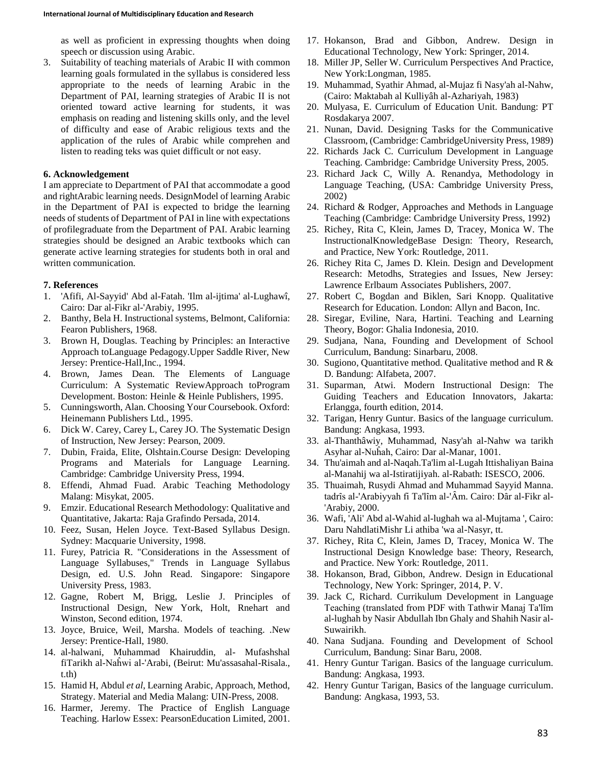as well as proficient in expressing thoughts when doing speech or discussion using Arabic.

3. Suitability of teaching materials of Arabic II with common learning goals formulated in the syllabus is considered less appropriate to the needs of learning Arabic in the Department of PAI, learning strategies of Arabic II is not oriented toward active learning for students, it was emphasis on reading and listening skills only, and the level of difficulty and ease of Arabic religious texts and the application of the rules of Arabic while comprehen and listen to reading teks was quiet difficult or not easy.

## 6. Acknowledgement

I am appreciate to Department of PAI that accommodate a good and rightArabic learning needs. DesignModel of learning Arabic in the Department of PAI is expected to bridge the learning needs of students of Department of PAI in line with expectations of profilegraduate from the Department of PAI. Arabic learning strategies should be designed an Arabic textbooks which can generate active learning strategies for students both in oral and written communication.

## 7. References

1. 'Afifi, Al-Sayyid' Abd al-Fatah. 'Ilm al-ijtima' al-Lughawî, Cairo: Dar al-Fikr al-'Arabiy, 1995.
2. Banthy, Bela H. Instructional systems, Belmont, California: Fearon Publishers, 1968.
3. Brown H, Douglas. Teaching by Principles: an Interactive Approach toLanguage Pedagogy.Upper Saddle River, New Jersey: Prentice-Hall,Inc., 1994.
4. Brown, James Dean. The Elements of Language Curriculum: A Systematic ReviewApproach toProgram Development. Boston: Heinle & Heinle Publishers, 1995.
5. Cunningsworth, Alan. Choosing Your Coursebook. Oxford: Heinemann Publishers Ltd., 1995.
6. Dick W. Carey, Carey L, Carey JO. The Systematic Design of Instruction, New Jersey: Pearson, 2009.
7. Dubin, Fraida, Elite, Olshtain.Course Design: Developing Programs and Materials for Language Learning. Cambridge: Cambridge University Press, 1994.
8. Effendi, Ahmad Fuad. Arabic Teaching Methodology Malang: Misykat, 2005.
9. Emzir. Educational Research Methodology: Qualitative and Quantitative, Jakarta: Raja Grafindo Persada, 2014.
10. Feez, Susan, Helen Joyce. Text-Based Syllabus Design. Sydney: Macquarie University, 1998.
11. Furey, Patricia R. "Considerations in the Assessment of Language Syllabuses," Trends in Language Syllabus Design, ed. U.S. John Read. Singapore: Singapore University Press, 1983.
12. Gagne, Robert M, Brigg, Leslie J. Principles of Instructional Design, New York, Holt, Rnehart and Winston, Second edition, 1974.
13. Joyce, Bruice, Weil, Marsha. Models of teaching. .New Jersey: Prentice-Hall, 1980.
14. al-halwani, Muhammad Khairuddin, al- Mufashshal fiTarikh al-Naĥwi al-'Arabi, (Beirut: Mu'assasahal-Risala., t.th)
15. Hamid H, Abdul *et al*, Learning Arabic, Approach, Method, Strategy. Material and Media Malang: UIN-Press, 2008.
16. Harmer, Jeremy. The Practice of English Language Teaching. Harlow Essex: PearsonEducation Limited, 2001.
17. Hokanson, Brad and Gibbon, Andrew. Design in Educational Technology, New York: Springer, 2014.
18. Miller JP, Seller W. Curriculum Perspectives And Practice, New York:Longman, 1985.
19. Muhammad, Syathir Ahmad, al-Mujaz fi Nasy'ah al-Nahw, (Cairo: Maktabah al Kulliyâh al-Azhariyah, 1983)
20. Mulyasa, E. Curriculum of Education Unit. Bandung: PT Rosdakarya 2007.
21. Nunan, David. Designing Tasks for the Communicative Classroom, (Cambridge: CambridgeUniversity Press, 1989)
22. Richards Jack C. Curriculum Development in Language Teaching. Cambridge: Cambridge University Press, 2005.
23. Richard Jack C, Willy A. Renandya, Methodology in Language Teaching, (USA: Cambridge University Press, 2002)
24. Richard & Rodger, Approaches and Methods in Language Teaching (Cambridge: Cambridge University Press, 1992)
25. Richey, Rita C, Klein, James D, Tracey, Monica W. The InstructionalKnowledgeBase Design: Theory, Research, and Practice, New York: Routledge, 2011.
26. Richey Rita C, James D. Klein. Design and Development Research: Metodhs, Strategies and Issues, New Jersey: Lawrence Erlbaum Associates Publishers, 2007.
27. Robert C, Bogdan and Biklen, Sari Knopp. Qualitative Research for Education. London: Allyn and Bacon, Inc.
28. Siregar, Eviline, Nara, Hartini. Teaching and Learning Theory, Bogor: Ghalia Indonesia, 2010.
29. Sudjana, Nana, Founding and Development of School Curriculum, Bandung: Sinarbaru, 2008.
30. Sugiono, Quantitative method. Qualitative method and R & D. Bandung: Alfabeta, 2007.
31. Suparman, Atwi. Modern Instructional Design: The Guiding Teachers and Education Innovators, Jakarta: Erlangga, fourth edition, 2014.
32. Tarigan, Henry Guntur. Basics of the language curriculum. Bandung: Angkasa, 1993.
33. al-Thanthâwiy, Muhammad, Nasy'ah al-Nahw wa tarikh Asyhar al-Nuĥah, Cairo: Dar al-Manar, 1001.
34. Thu'aimah and al-Naqah.Ta'lim al-Lugah Ittishaliyan Baina al-Manahij wa al-Istiratijiyah. al-Rabath: ISESCO, 2006.
35. Thuaimah, Rusydi Ahmad and Muhammad Sayyid Manna. tadrîs al-'Arabiyyah fi Ta'lîm al-'Âm. Cairo: Dâr al-Fikr al-'Arabiy, 2000.
36. Wafi, 'Ali' Abd al-Wahid al-lughah wa al-Mujtama ', Cairo: Daru NahdlatiMishr Li athiba 'wa al-Nasyr, tt.
37. Richey, Rita C, Klein, James D, Tracey, Monica W. The Instructional Design Knowledge base: Theory, Research, and Practice. New York: Routledge, 2011.
38. Hokanson, Brad, Gibbon, Andrew. Design in Educational Technology, New York: Springer, 2014, P. V.
39. Jack C, Richard. Currikulum Development in Language Teaching (translated from PDF with Tathwir Manaj Ta'lîm al-lughah by Nasir Abdullah Ibn Ghaly and Shahih Nasir al-Suwairikh.
40. Nana Sudjana. Founding and Development of School Curriculum, Bandung: Sinar Baru, 2008.
41. Henry Guntur Tarigan. Basics of the language curriculum. Bandung: Angkasa, 1993.
42. Henry Guntur Tarigan, Basics of the language curriculum. Bandung: Angkasa, 1993, 53.